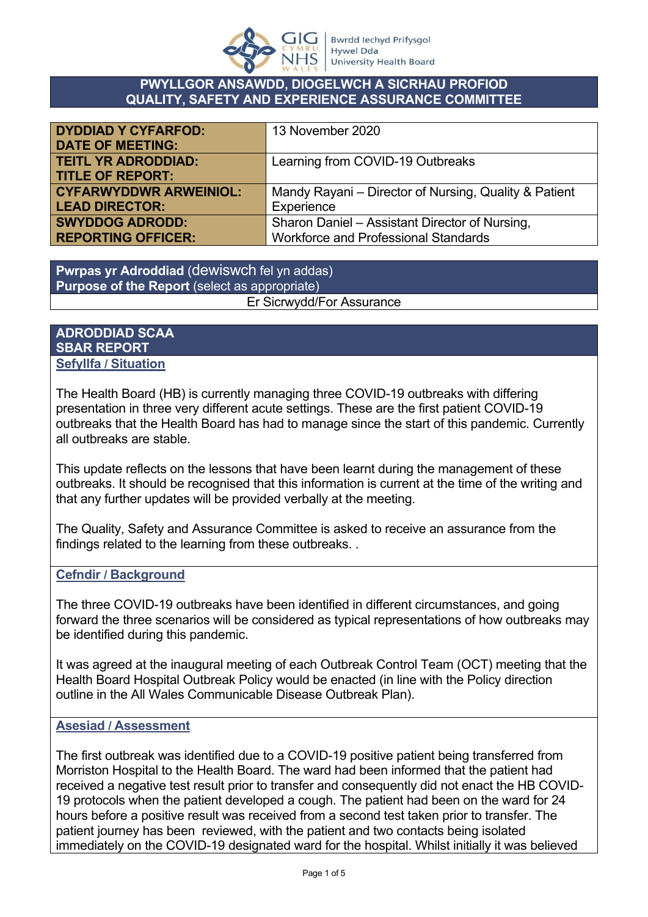**PWYLLGOR ANSAWDD, DIOGELWCH A SICRHAU PROFIOD**
**QUALITY, SAFETY AND EXPERIENCE ASSURANCE COMMITTEE**

| | |
|---|---|
| **DYDDIAD Y CYFARFOD: DATE OF MEETING:** | 13 November 2020 |
| **TEITL YR ADRODDIAD: TITLE OF REPORT:** | Learning from COVID-19 Outbreaks |
| **CYFARWYDDWR ARWEINIOL: LEAD DIRECTOR:** | Mandy Rayani – Director of Nursing, Quality & Patient Experience |
| **SWYDDOG ADRODD: REPORTING OFFICER:** | Sharon Daniel – Assistant Director of Nursing, Workforce and Professional Standards |

| **Pwrpas yr Adroddiad** (dewiswch fel yn addas) **Purpose of the Report** (select as appropriate) |
|---|
| Er Sicrwydd/For Assurance |

## ADRODDIAD SCAA
## SBAR REPORT

### Sefyllfa / Situation

The Health Board (HB) is currently managing three COVID-19 outbreaks with differing presentation in three very different acute settings. These are the first patient COVID-19 outbreaks that the Health Board has had to manage since the start of this pandemic. Currently all outbreaks are stable.

This update reflects on the lessons that have been learnt during the management of these outbreaks. It should be recognised that this information is current at the time of the writing and that any further updates will be provided verbally at the meeting.

The Quality, Safety and Assurance Committee is asked to receive an assurance from the findings related to the learning from these outbreaks. .

### Cefndir / Background

The three COVID-19 outbreaks have been identified in different circumstances, and going forward the three scenarios will be considered as typical representations of how outbreaks may be identified during this pandemic.

It was agreed at the inaugural meeting of each Outbreak Control Team (OCT) meeting that the Health Board Hospital Outbreak Policy would be enacted (in line with the Policy direction outline in the All Wales Communicable Disease Outbreak Plan).

### Asesiad / Assessment

The first outbreak was identified due to a COVID-19 positive patient being transferred from Morriston Hospital to the Health Board. The ward had been informed that the patient had received a negative test result prior to transfer and consequently did not enact the HB COVID-19 protocols when the patient developed a cough. The patient had been on the ward for 24 hours before a positive result was received from a second test taken prior to transfer. The patient journey has been reviewed, with the patient and two contacts being isolated immediately on the COVID-19 designated ward for the hospital. Whilst initially it was believed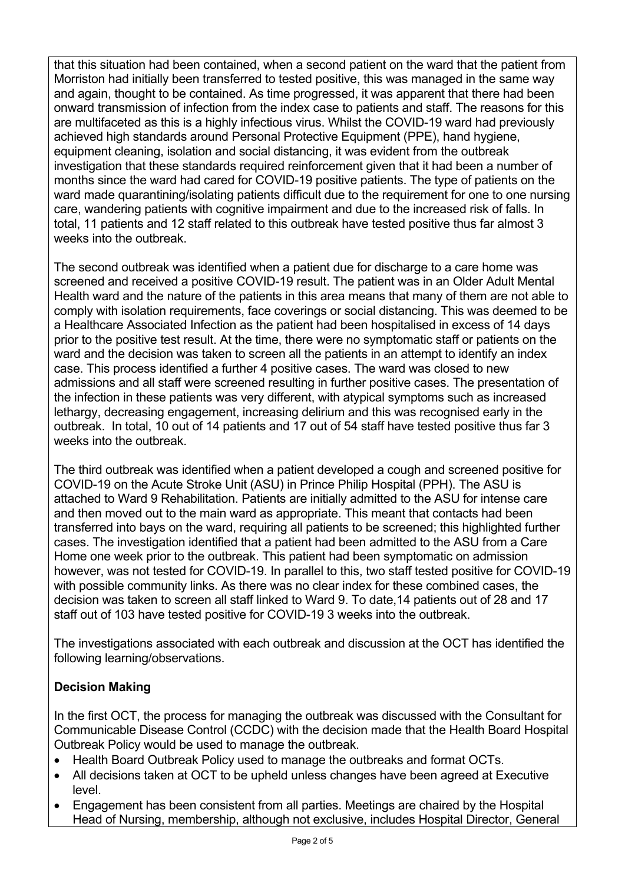that this situation had been contained, when a second patient on the ward that the patient from Morriston had initially been transferred to tested positive, this was managed in the same way and again, thought to be contained. As time progressed, it was apparent that there had been onward transmission of infection from the index case to patients and staff. The reasons for this are multifaceted as this is a highly infectious virus. Whilst the COVID-19 ward had previously achieved high standards around Personal Protective Equipment (PPE), hand hygiene, equipment cleaning, isolation and social distancing, it was evident from the outbreak investigation that these standards required reinforcement given that it had been a number of months since the ward had cared for COVID-19 positive patients. The type of patients on the ward made quarantining/isolating patients difficult due to the requirement for one to one nursing care, wandering patients with cognitive impairment and due to the increased risk of falls. In total, 11 patients and 12 staff related to this outbreak have tested positive thus far almost 3 weeks into the outbreak.

The second outbreak was identified when a patient due for discharge to a care home was screened and received a positive COVID-19 result. The patient was in an Older Adult Mental Health ward and the nature of the patients in this area means that many of them are not able to comply with isolation requirements, face coverings or social distancing. This was deemed to be a Healthcare Associated Infection as the patient had been hospitalised in excess of 14 days prior to the positive test result. At the time, there were no symptomatic staff or patients on the ward and the decision was taken to screen all the patients in an attempt to identify an index case. This process identified a further 4 positive cases. The ward was closed to new admissions and all staff were screened resulting in further positive cases. The presentation of the infection in these patients was very different, with atypical symptoms such as increased lethargy, decreasing engagement, increasing delirium and this was recognised early in the outbreak. In total, 10 out of 14 patients and 17 out of 54 staff have tested positive thus far 3 weeks into the outbreak.

The third outbreak was identified when a patient developed a cough and screened positive for COVID-19 on the Acute Stroke Unit (ASU) in Prince Philip Hospital (PPH). The ASU is attached to Ward 9 Rehabilitation. Patients are initially admitted to the ASU for intense care and then moved out to the main ward as appropriate. This meant that contacts had been transferred into bays on the ward, requiring all patients to be screened; this highlighted further cases. The investigation identified that a patient had been admitted to the ASU from a Care Home one week prior to the outbreak. This patient had been symptomatic on admission however, was not tested for COVID-19. In parallel to this, two staff tested positive for COVID-19 with possible community links. As there was no clear index for these combined cases, the decision was taken to screen all staff linked to Ward 9. To date,14 patients out of 28 and 17 staff out of 103 have tested positive for COVID-19 3 weeks into the outbreak.

The investigations associated with each outbreak and discussion at the OCT has identified the following learning/observations.

**Decision Making**

In the first OCT, the process for managing the outbreak was discussed with the Consultant for Communicable Disease Control (CCDC) with the decision made that the Health Board Hospital Outbreak Policy would be used to manage the outbreak.

- Health Board Outbreak Policy used to manage the outbreaks and format OCTs.
- All decisions taken at OCT to be upheld unless changes have been agreed at Executive level.
- Engagement has been consistent from all parties. Meetings are chaired by the Hospital Head of Nursing, membership, although not exclusive, includes Hospital Director, General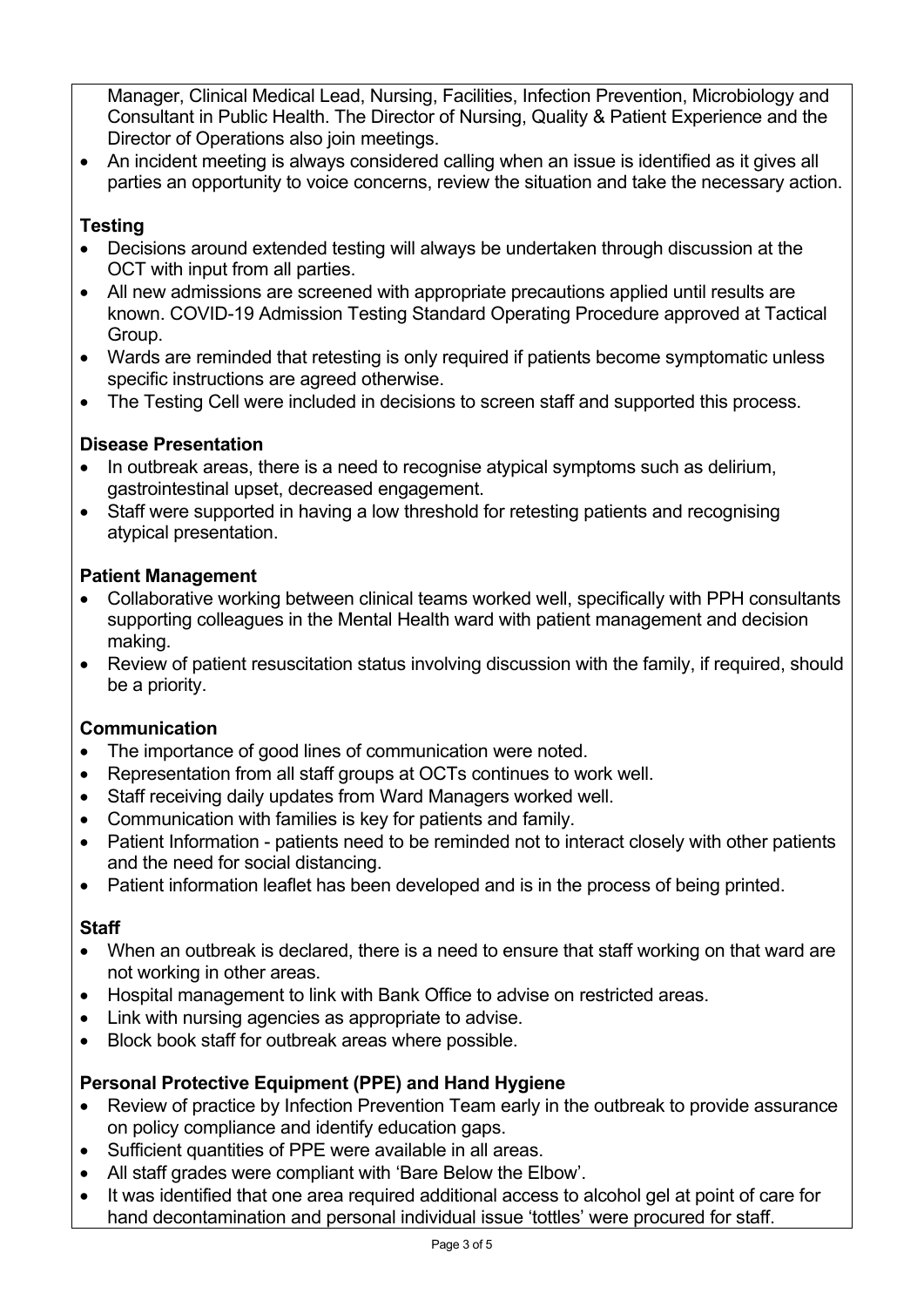Manager, Clinical Medical Lead, Nursing, Facilities, Infection Prevention, Microbiology and Consultant in Public Health. The Director of Nursing, Quality & Patient Experience and the Director of Operations also join meetings.

- An incident meeting is always considered calling when an issue is identified as it gives all parties an opportunity to voice concerns, review the situation and take the necessary action.

**Testing**

- Decisions around extended testing will always be undertaken through discussion at the OCT with input from all parties.
- All new admissions are screened with appropriate precautions applied until results are known. COVID-19 Admission Testing Standard Operating Procedure approved at Tactical Group.
- Wards are reminded that retesting is only required if patients become symptomatic unless specific instructions are agreed otherwise.
- The Testing Cell were included in decisions to screen staff and supported this process.

**Disease Presentation**

- In outbreak areas, there is a need to recognise atypical symptoms such as delirium, gastrointestinal upset, decreased engagement.
- Staff were supported in having a low threshold for retesting patients and recognising atypical presentation.

**Patient Management**

- Collaborative working between clinical teams worked well, specifically with PPH consultants supporting colleagues in the Mental Health ward with patient management and decision making.
- Review of patient resuscitation status involving discussion with the family, if required, should be a priority.

**Communication**

- The importance of good lines of communication were noted.
- Representation from all staff groups at OCTs continues to work well.
- Staff receiving daily updates from Ward Managers worked well.
- Communication with families is key for patients and family.
- Patient Information - patients need to be reminded not to interact closely with other patients and the need for social distancing.
- Patient information leaflet has been developed and is in the process of being printed.

**Staff**

- When an outbreak is declared, there is a need to ensure that staff working on that ward are not working in other areas.
- Hospital management to link with Bank Office to advise on restricted areas.
- Link with nursing agencies as appropriate to advise.
- Block book staff for outbreak areas where possible.

**Personal Protective Equipment (PPE) and Hand Hygiene**

- Review of practice by Infection Prevention Team early in the outbreak to provide assurance on policy compliance and identify education gaps.
- Sufficient quantities of PPE were available in all areas.
- All staff grades were compliant with 'Bare Below the Elbow'.
- It was identified that one area required additional access to alcohol gel at point of care for hand decontamination and personal individual issue 'tottles' were procured for staff.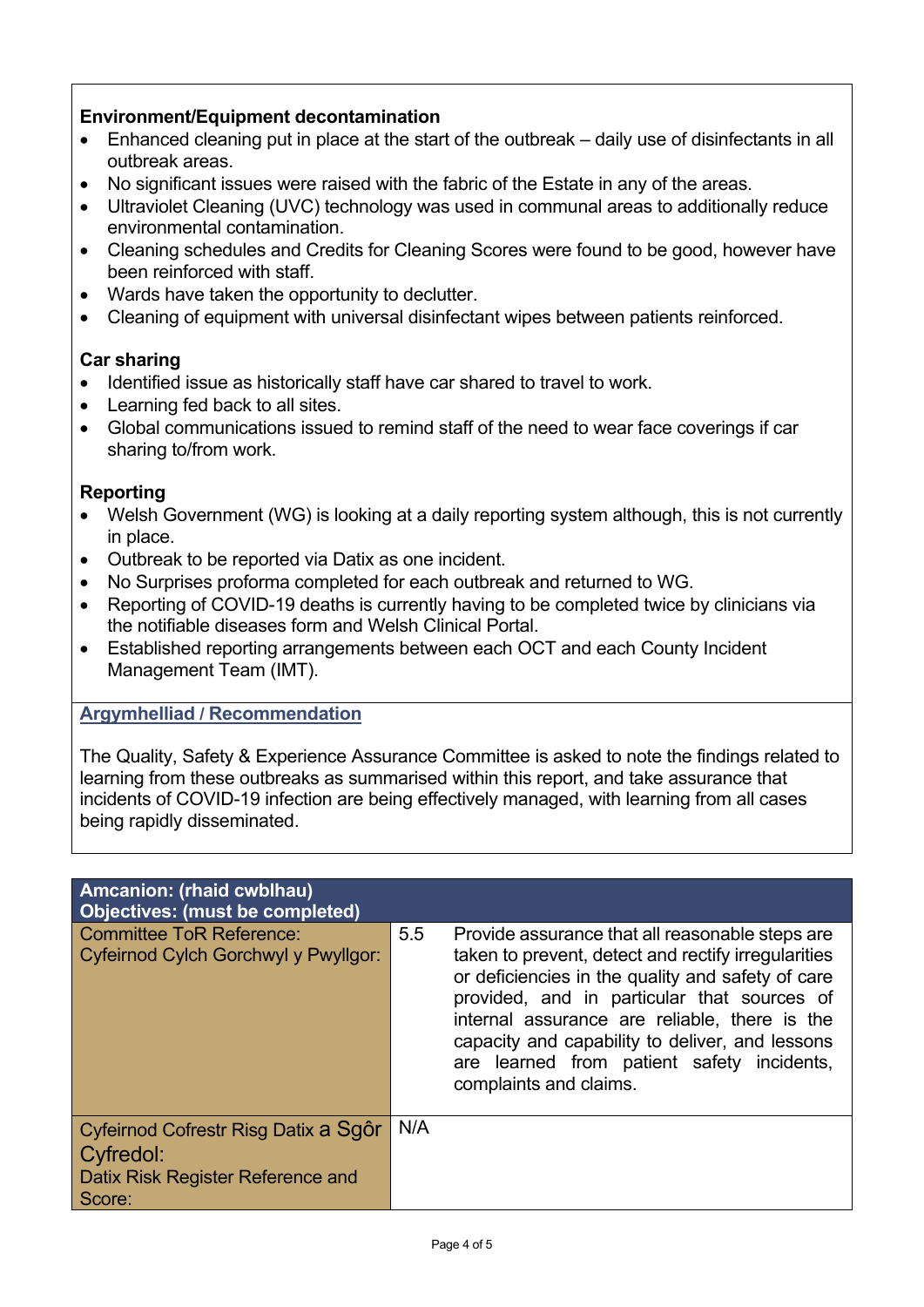**Environment/Equipment decontamination**

- Enhanced cleaning put in place at the start of the outbreak – daily use of disinfectants in all outbreak areas.
- No significant issues were raised with the fabric of the Estate in any of the areas.
- Ultraviolet Cleaning (UVC) technology was used in communal areas to additionally reduce environmental contamination.
- Cleaning schedules and Credits for Cleaning Scores were found to be good, however have been reinforced with staff.
- Wards have taken the opportunity to declutter.
- Cleaning of equipment with universal disinfectant wipes between patients reinforced.

**Car sharing**

- Identified issue as historically staff have car shared to travel to work.
- Learning fed back to all sites.
- Global communications issued to remind staff of the need to wear face coverings if car sharing to/from work.

**Reporting**

- Welsh Government (WG) is looking at a daily reporting system although, this is not currently in place.
- Outbreak to be reported via Datix as one incident.
- No Surprises proforma completed for each outbreak and returned to WG.
- Reporting of COVID-19 deaths is currently having to be completed twice by clinicians via the notifiable diseases form and Welsh Clinical Portal.
- Established reporting arrangements between each OCT and each County Incident Management Team (IMT).

**Argymhelliad / Recommendation**

The Quality, Safety & Experience Assurance Committee is asked to note the findings related to learning from these outbreaks as summarised within this report, and take assurance that incidents of COVID-19 infection are being effectively managed, with learning from all cases being rapidly disseminated.

| Amcanion: (rhaid cwblhau)<br>Objectives: (must be completed) | | |
|---|---|---|
| Committee ToR Reference:<br>Cyfeirnod Cylch Gorchwyl y Pwyllgor: | 5.5 | Provide assurance that all reasonable steps are taken to prevent, detect and rectify irregularities or deficiencies in the quality and safety of care provided, and in particular that sources of internal assurance are reliable, there is the capacity and capability to deliver, and lessons are learned from patient safety incidents, complaints and claims. |
| Cyfeirnod Cofrestr Risg Datix a Sgôr Cyfredol:<br>Datix Risk Register Reference and Score: | N/A | |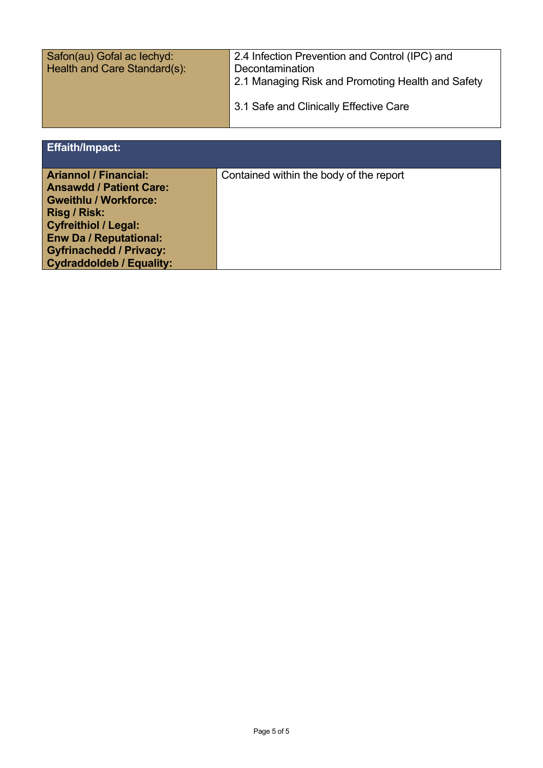| | |
|---|---|
| Safon(au) Gofal ac Iechyd:<br>Health and Care Standard(s): | 2.4 Infection Prevention and Control (IPC) and Decontamination<br>2.1 Managing Risk and Promoting Health and Safety<br><br>3.1 Safe and Clinically Effective Care |

| **Effaith/Impact:** | |
|---|---|
| **Ariannol / Financial:**<br>**Ansawdd / Patient Care:**<br>**Gweithlu / Workforce:**<br>**Risg / Risk:**<br>**Cyfreithiol / Legal:**<br>**Enw Da / Reputational:**<br>**Gyfrinachedd / Privacy:**<br>**Cydraddoldeb / Equality:** | Contained within the body of the report |